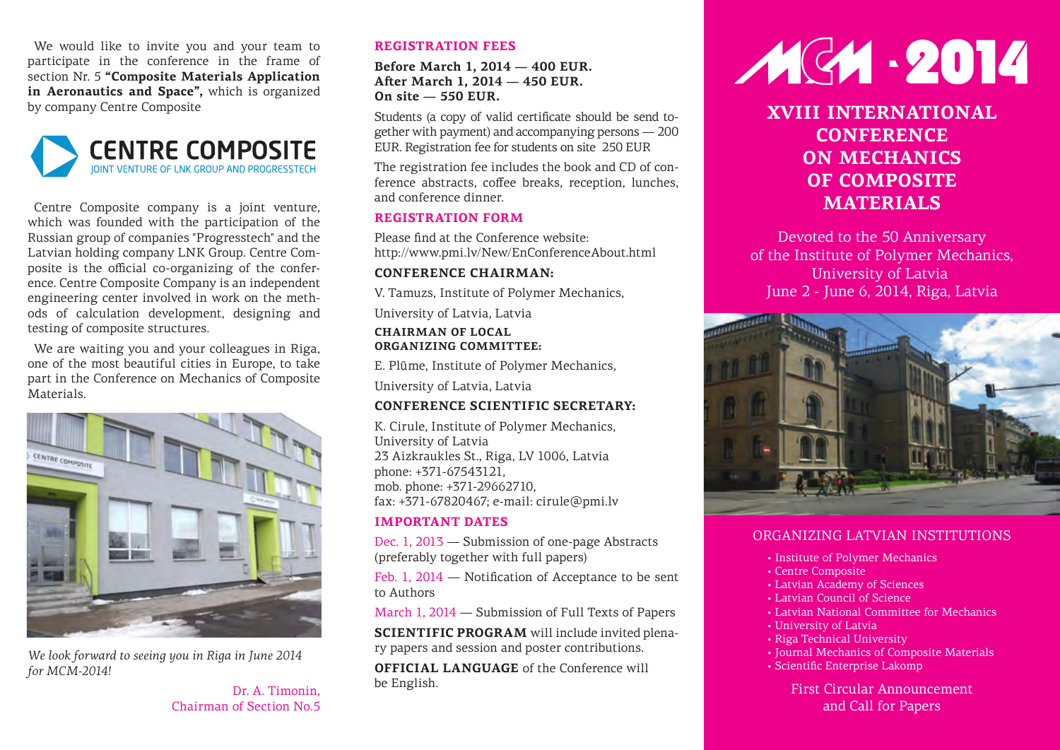We would like to invite you and your team to participate in the conference in the frame of section Nr. 5 **"Composite Materials Application in Aeronautics and Space",** which is organized by company Centre Composite

**CENTRE COMPOSITE**
JOINT VENTURE OF LNK GROUP AND PROGRESSTECH

Centre Composite company is a joint venture, which was founded with the participation of the Russian group of companies "Progresstech" and the Latvian holding company LNK Group. Centre Composite is the official co-organizing of the conference. Centre Composite Company is an independent engineering center involved in work on the methods of calculation development, designing and testing of composite structures.

We are waiting you and your colleagues in Riga, one of the most beautiful cities in Europe, to take part in the Conference on Mechanics of Composite Materials.

*We look forward to seeing you in Riga in June 2014 for MCM-2014!*

Dr. A. Timonin,
Chairman of Section No.5

## REGISTRATION FEES

**Before March 1, 2014 — 400 EUR.**
**After March 1, 2014 — 450 EUR.**
**On site — 550 EUR.**

Students (a copy of valid certificate should be send together with payment) and accompanying persons — 200 EUR. Registration fee for students on site 250 EUR

The registration fee includes the book and CD of conference abstracts, coffee breaks, reception, lunches, and conference dinner.

## REGISTRATION FORM

Please find at the Conference website:
http://www.pmi.lv/New/EnConferenceAbout.html

### CONFERENCE CHAIRMAN:

V. Tamuzs, Institute of Polymer Mechanics,

University of Latvia, Latvia

### CHAIRMAN OF LOCAL ORGANIZING COMMITTEE:

E. Plūme, Institute of Polymer Mechanics,

University of Latvia, Latvia

### CONFERENCE SCIENTIFIC SECRETARY:

K. Cirule, Institute of Polymer Mechanics,
University of Latvia
23 Aizkraukles St., Riga, LV 1006, Latvia
phone: +371-67543121,
mob. phone: +371-29662710,
fax: +371-67820467; e-mail: cirule@pmi.lv

## IMPORTANT DATES

Dec. 1, 2013 — Submission of one-page Abstracts (preferably together with full papers)

Feb. 1, 2014 — Notification of Acceptance to be sent to Authors

March 1, 2014 — Submission of Full Texts of Papers

**SCIENTIFIC PROGRAM** will include invited plenary papers and session and poster contributions.

**OFFICIAL LANGUAGE** of the Conference will be English.

# MCM - 2014

# XVIII INTERNATIONAL CONFERENCE ON MECHANICS OF COMPOSITE MATERIALS

Devoted to the 50 Anniversary
of the Institute of Polymer Mechanics,
University of Latvia
June 2 - June 6, 2014, Riga, Latvia

## ORGANIZING LATVIAN INSTITUTIONS

- Institute of Polymer Mechanics
- Centre Composite
- Latvian Academy of Sciences
- Latvian Council of Science
- Latvian National Committee for Mechanics
- University of Latvia
- Riga Technical University
- Journal Mechanics of Composite Materials
- Scientific Enterprise Lakomp

First Circular Announcement
and Call for Papers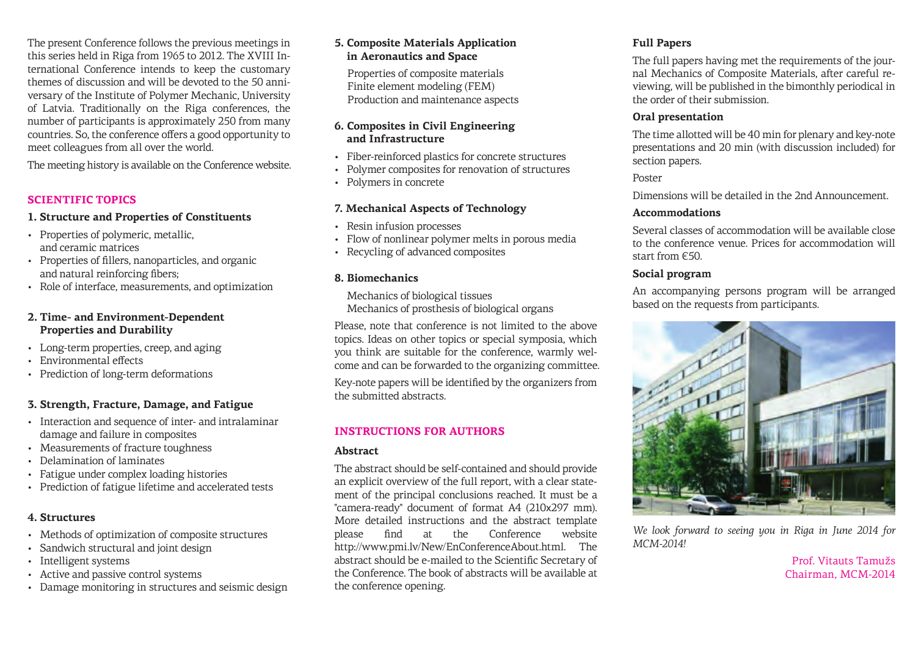The present Conference follows the previous meetings in this series held in Riga from 1965 to 2012. The XVIII International Conference intends to keep the customary themes of discussion and will be devoted to the 50 anniversary of the Institute of Polymer Mechanic, University of Latvia. Traditionally on the Riga conferences, the number of participants is approximately 250 from many countries. So, the conference offers a good opportunity to meet colleagues from all over the world.

The meeting history is available on the Conference website.

## SCIENTIFIC TOPICS

### 1. Structure and Properties of Constituents

- Properties of polymeric, metallic, and ceramic matrices
- Properties of fillers, nanoparticles, and organic and natural reinforcing fibers;
- Role of interface, measurements, and optimization

### 2. Time- and Environment-Dependent Properties and Durability

- Long-term properties, creep, and aging
- Environmental effects
- Prediction of long-term deformations

### 3. Strength, Fracture, Damage, and Fatigue

- Interaction and sequence of inter- and intralaminar damage and failure in composites
- Measurements of fracture toughness
- Delamination of laminates
- Fatigue under complex loading histories
- Prediction of fatigue lifetime and accelerated tests

### 4. Structures

- Methods of optimization of composite structures
- Sandwich structural and joint design
- Intelligent systems
- Active and passive control systems
- Damage monitoring in structures and seismic design

### 5. Composite Materials Application in Aeronautics and Space

Properties of composite materials
Finite element modeling (FEM)
Production and maintenance aspects

### 6. Composites in Civil Engineering and Infrastructure

- Fiber-reinforced plastics for concrete structures
- Polymer composites for renovation of structures
- Polymers in concrete

### 7. Mechanical Aspects of Technology

- Resin infusion processes
- Flow of nonlinear polymer melts in porous media
- Recycling of advanced composites

### 8. Biomechanics

Mechanics of biological tissues
Mechanics of prosthesis of biological organs

Please, note that conference is not limited to the above topics. Ideas on other topics or special symposia, which you think are suitable for the conference, warmly welcome and can be forwarded to the organizing committee.

Key-note papers will be identified by the organizers from the submitted abstracts.

## INSTRUCTIONS FOR AUTHORS

### Abstract

The abstract should be self-contained and should provide an explicit overview of the full report, with a clear statement of the principal conclusions reached. It must be a "camera-ready" document of format A4 (210x297 mm). More detailed instructions and the abstract template please find at the Conference website http://www.pmi.lv/New/EnConferenceAbout.html. The abstract should be e-mailed to the Scientific Secretary of the Conference. The book of abstracts will be available at the conference opening.

### Full Papers

The full papers having met the requirements of the journal Mechanics of Composite Materials, after careful reviewing, will be published in the bimonthly periodical in the order of their submission.

### Oral presentation

The time allotted will be 40 min for plenary and key-note presentations and 20 min (with discussion included) for section papers.

Poster

Dimensions will be detailed in the 2nd Announcement.

### Accommodations

Several classes of accommodation will be available close to the conference venue. Prices for accommodation will start from €50.

### Social program

An accompanying persons program will be arranged based on the requests from participants.

*We look forward to seeing you in Riga in June 2014 for MCM-2014!*

Prof. Vitauts Tamužs
Chairman, MCM-2014